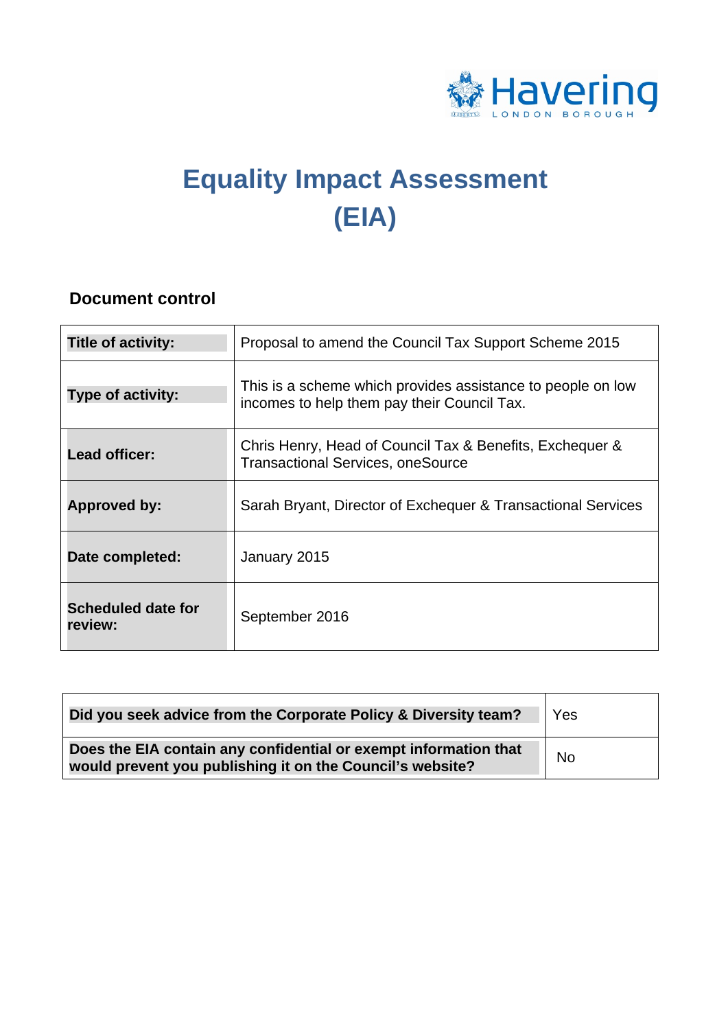Havering LONDON BOROUGH

# Equality Impact Assessment (EIA)

## Document control

| Title of activity: | Proposal to amend the Council Tax Support Scheme 2015 |
|---|---|
| Type of activity: | This is a scheme which provides assistance to people on low incomes to help them pay their Council Tax. |
| Lead officer: | Chris Henry, Head of Council Tax & Benefits, Exchequer & Transactional Services, oneSource |
| Approved by: | Sarah Bryant, Director of Exchequer & Transactional Services |
| Date completed: | January 2015 |
| Scheduled date for review: | September 2016 |

| Did you seek advice from the Corporate Policy & Diversity team? | Yes |
|---|---|
| Does the EIA contain any confidential or exempt information that would prevent you publishing it on the Council's website? | No |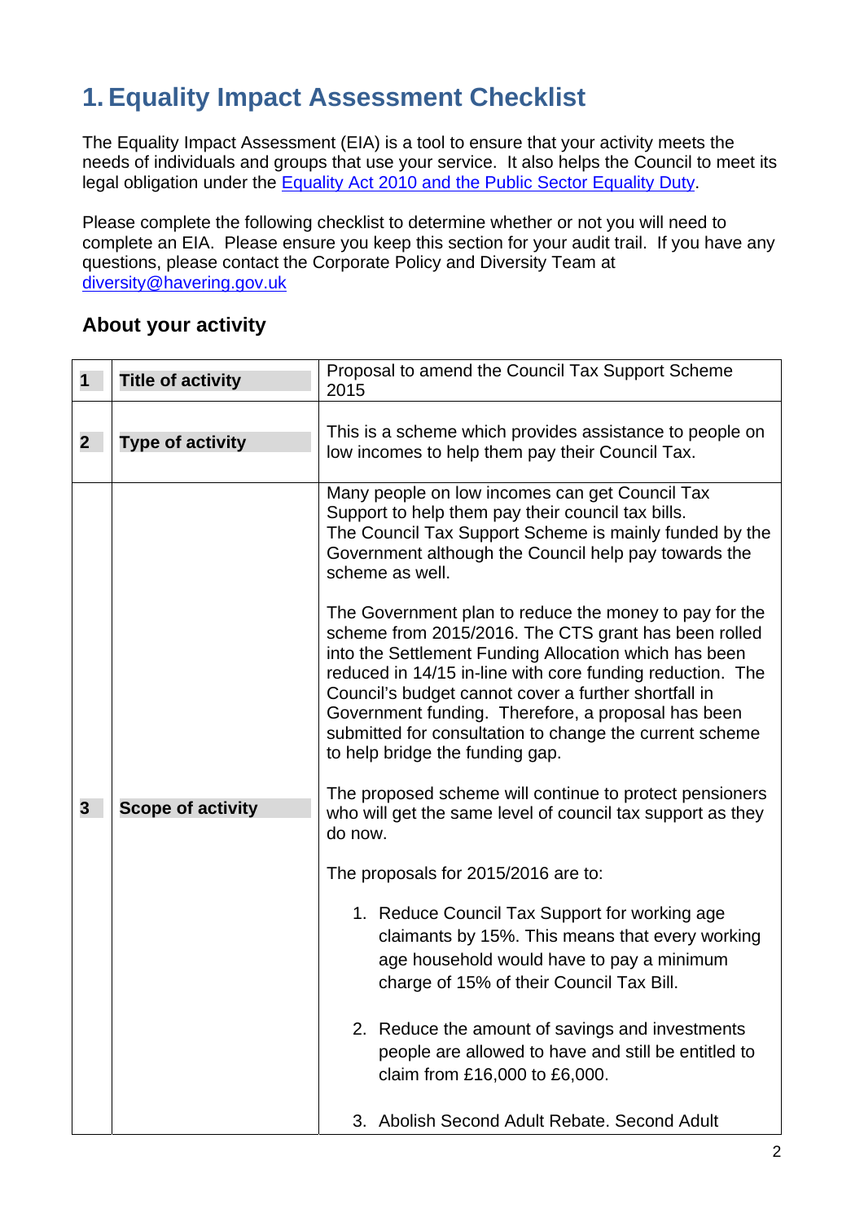# 1. Equality Impact Assessment Checklist

The Equality Impact Assessment (EIA) is a tool to ensure that your activity meets the needs of individuals and groups that use your service. It also helps the Council to meet its legal obligation under the [Equality Act 2010 and the Public Sector Equality Duty](#).

Please complete the following checklist to determine whether or not you will need to complete an EIA. Please ensure you keep this section for your audit trail. If you have any questions, please contact the Corporate Policy and Diversity Team at [diversity@havering.gov.uk](mailto:diversity@havering.gov.uk)

## About your activity

| | | |
|---|---|---|
| **1** | **Title of activity** | Proposal to amend the Council Tax Support Scheme 2015 |
| **2** | **Type of activity** | This is a scheme which provides assistance to people on low incomes to help them pay their Council Tax. |
| **3** | **Scope of activity** | Many people on low incomes can get Council Tax Support to help them pay their council tax bills. The Council Tax Support Scheme is mainly funded by the Government although the Council help pay towards the scheme as well.<br><br>The Government plan to reduce the money to pay for the scheme from 2015/2016. The CTS grant has been rolled into the Settlement Funding Allocation which has been reduced in 14/15 in-line with core funding reduction. The Council's budget cannot cover a further shortfall in Government funding. Therefore, a proposal has been submitted for consultation to change the current scheme to help bridge the funding gap.<br><br>The proposed scheme will continue to protect pensioners who will get the same level of council tax support as they do now.<br><br>The proposals for 2015/2016 are to:<br><br>1. Reduce Council Tax Support for working age claimants by 15%. This means that every working age household would have to pay a minimum charge of 15% of their Council Tax Bill.<br><br>2. Reduce the amount of savings and investments people are allowed to have and still be entitled to claim from £16,000 to £6,000.<br><br>3. Abolish Second Adult Rebate. Second Adult |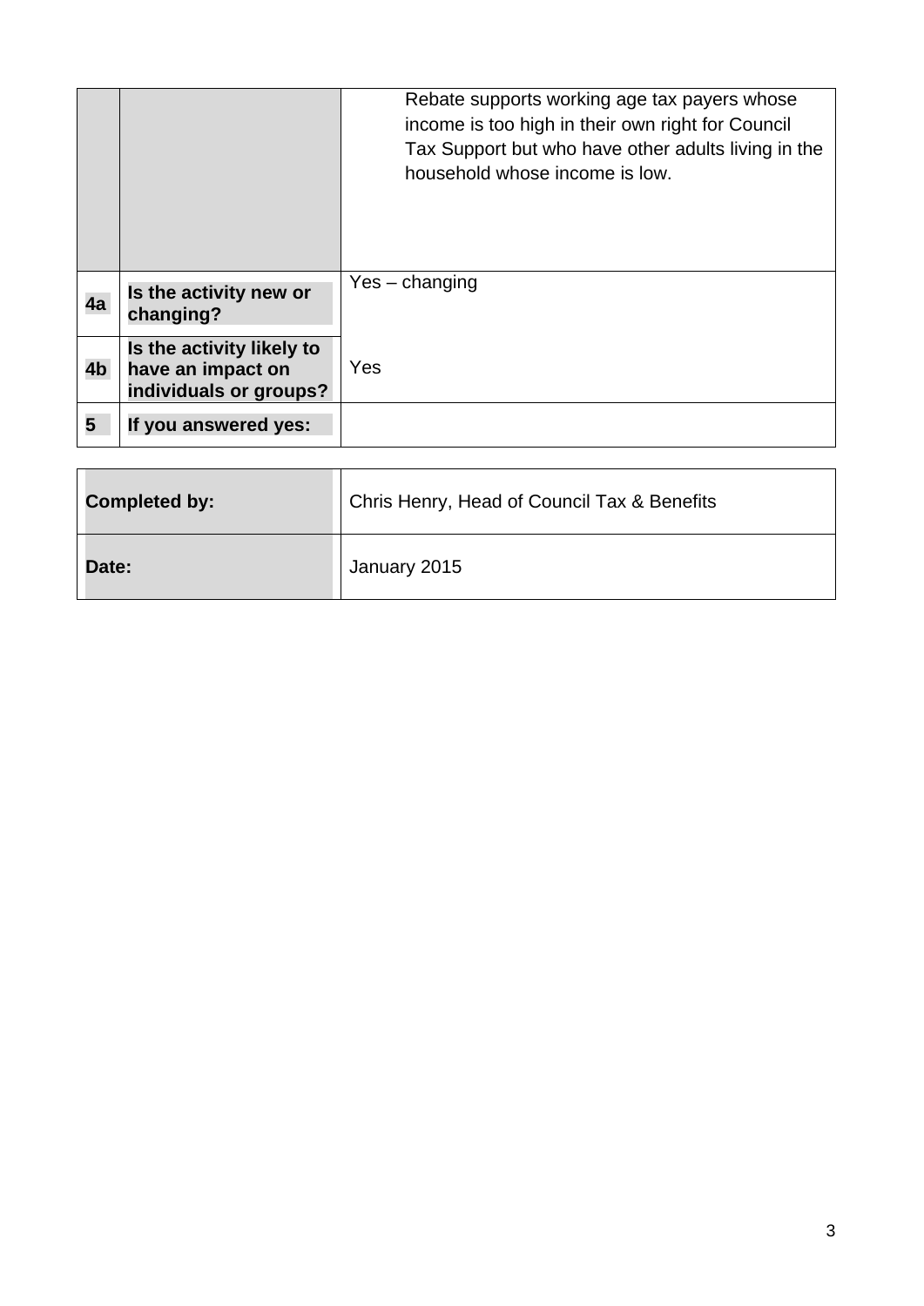|  |  |  |
|---|---|---|
|  |  | Rebate supports working age tax payers whose income is too high in their own right for Council Tax Support but who have other adults living in the household whose income is low. |
| 4a | **Is the activity new or changing?** | Yes – changing |
| 4b | **Is the activity likely to have an impact on individuals or groups?** | Yes |
| 5 | **If you answered yes:** |  |

|  |  |
|---|---|
| **Completed by:** | Chris Henry, Head of Council Tax & Benefits |
| **Date:** | January 2015 |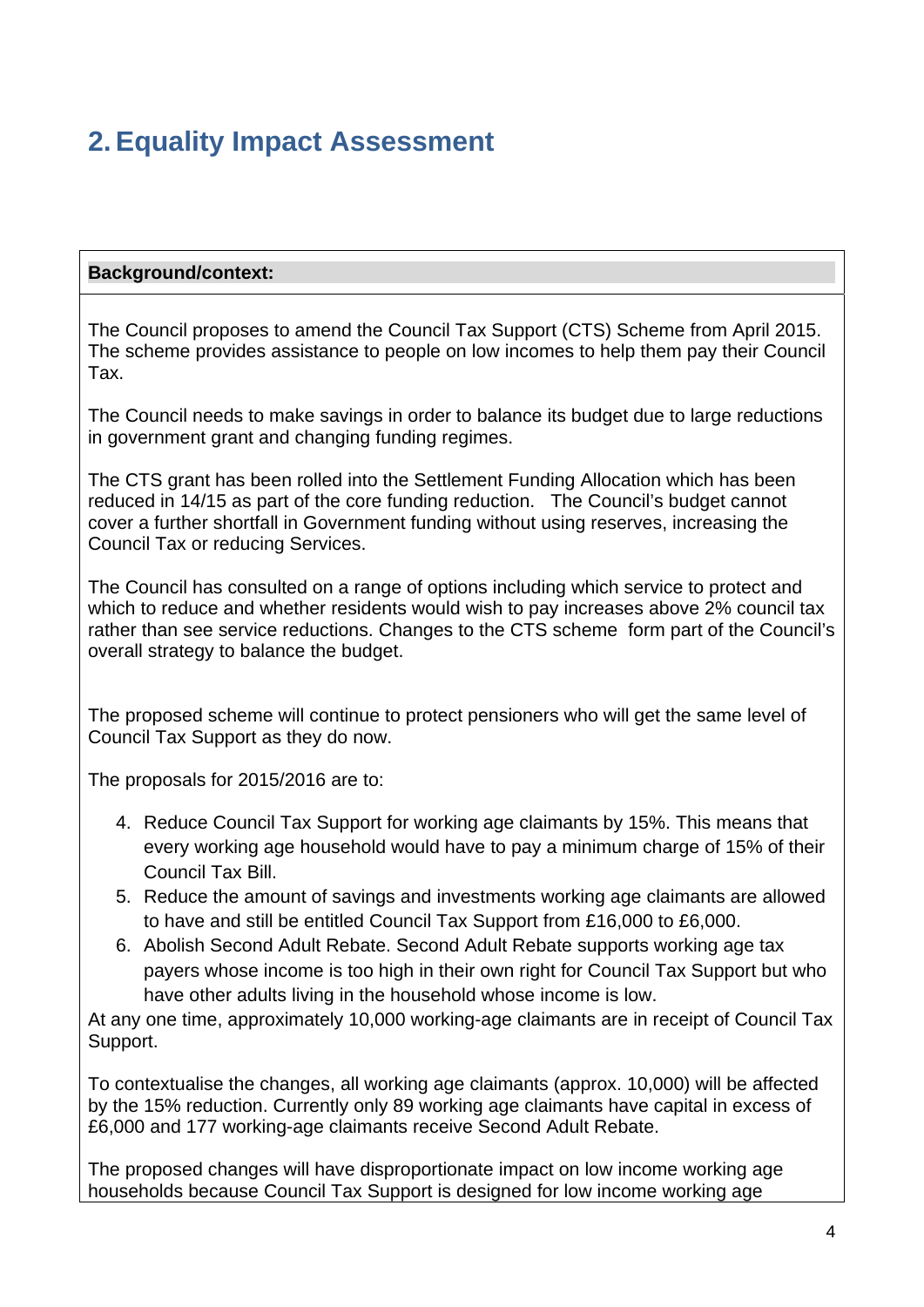## 2. Equality Impact Assessment

**Background/context:**

The Council proposes to amend the Council Tax Support (CTS) Scheme from April 2015. The scheme provides assistance to people on low incomes to help them pay their Council Tax.

The Council needs to make savings in order to balance its budget due to large reductions in government grant and changing funding regimes.

The CTS grant has been rolled into the Settlement Funding Allocation which has been reduced in 14/15 as part of the core funding reduction. The Council's budget cannot cover a further shortfall in Government funding without using reserves, increasing the Council Tax or reducing Services.

The Council has consulted on a range of options including which service to protect and which to reduce and whether residents would wish to pay increases above 2% council tax rather than see service reductions. Changes to the CTS scheme form part of the Council's overall strategy to balance the budget.

The proposed scheme will continue to protect pensioners who will get the same level of Council Tax Support as they do now.

The proposals for 2015/2016 are to:

4. Reduce Council Tax Support for working age claimants by 15%. This means that every working age household would have to pay a minimum charge of 15% of their Council Tax Bill.
5. Reduce the amount of savings and investments working age claimants are allowed to have and still be entitled Council Tax Support from £16,000 to £6,000.
6. Abolish Second Adult Rebate. Second Adult Rebate supports working age tax payers whose income is too high in their own right for Council Tax Support but who have other adults living in the household whose income is low.

At any one time, approximately 10,000 working-age claimants are in receipt of Council Tax Support.

To contextualise the changes, all working age claimants (approx. 10,000) will be affected by the 15% reduction. Currently only 89 working age claimants have capital in excess of £6,000 and 177 working-age claimants receive Second Adult Rebate.

The proposed changes will have disproportionate impact on low income working age households because Council Tax Support is designed for low income working age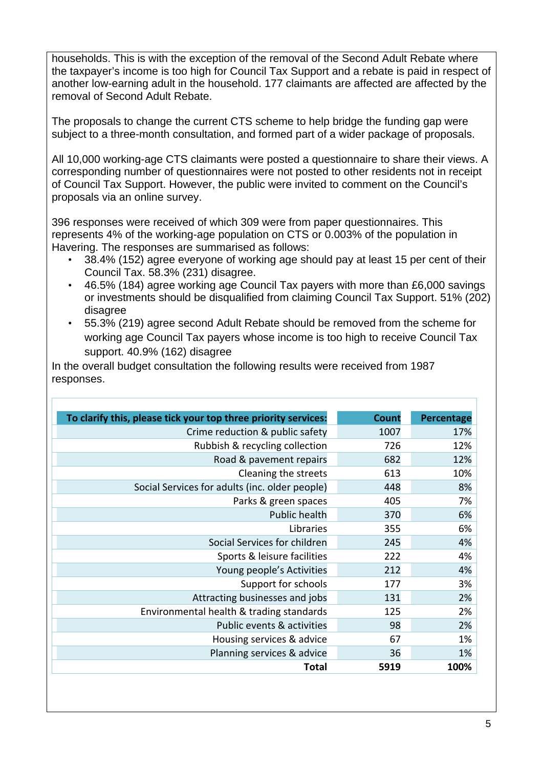households. This is with the exception of the removal of the Second Adult Rebate where the taxpayer's income is too high for Council Tax Support and a rebate is paid in respect of another low-earning adult in the household. 177 claimants are affected are affected by the removal of Second Adult Rebate.

The proposals to change the current CTS scheme to help bridge the funding gap were subject to a three-month consultation, and formed part of a wider package of proposals.

All 10,000 working-age CTS claimants were posted a questionnaire to share their views. A corresponding number of questionnaires were not posted to other residents not in receipt of Council Tax Support. However, the public were invited to comment on the Council's proposals via an online survey.

396 responses were received of which 309 were from paper questionnaires. This represents 4% of the working-age population on CTS or 0.003% of the population in Havering. The responses are summarised as follows:

- 38.4% (152) agree everyone of working age should pay at least 15 per cent of their Council Tax. 58.3% (231) disagree.
- 46.5% (184) agree working age Council Tax payers with more than £6,000 savings or investments should be disqualified from claiming Council Tax Support. 51% (202) disagree
- 55.3% (219) agree second Adult Rebate should be removed from the scheme for working age Council Tax payers whose income is too high to receive Council Tax support. 40.9% (162) disagree

In the overall budget consultation the following results were received from 1987 responses.

| To clarify this, please tick your top three priority services: | Count | Percentage |
|---|---|---|
| Crime reduction & public safety | 1007 | 17% |
| Rubbish & recycling collection | 726 | 12% |
| Road & pavement repairs | 682 | 12% |
| Cleaning the streets | 613 | 10% |
| Social Services for adults (inc. older people) | 448 | 8% |
| Parks & green spaces | 405 | 7% |
| Public health | 370 | 6% |
| Libraries | 355 | 6% |
| Social Services for children | 245 | 4% |
| Sports & leisure facilities | 222 | 4% |
| Young people's Activities | 212 | 4% |
| Support for schools | 177 | 3% |
| Attracting businesses and jobs | 131 | 2% |
| Environmental health & trading standards | 125 | 2% |
| Public events & activities | 98 | 2% |
| Housing services & advice | 67 | 1% |
| Planning services & advice | 36 | 1% |
| **Total** | **5919** | **100%** |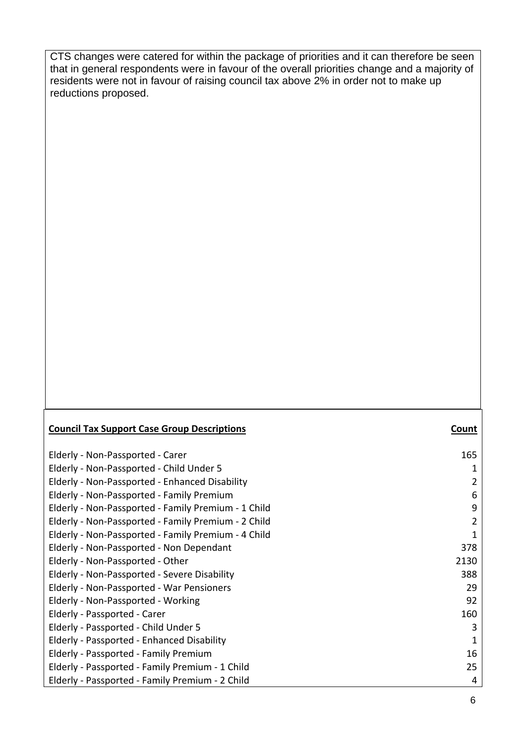CTS changes were catered for within the package of priorities and it can therefore be seen that in general respondents were in favour of the overall priorities change and a majority of residents were not in favour of raising council tax above 2% in order not to make up reductions proposed.

| Council Tax Support Case Group Descriptions | Count |
|---|---|
| Elderly - Non-Passported - Carer | 165 |
| Elderly - Non-Passported - Child Under 5 | 1 |
| Elderly - Non-Passported - Enhanced Disability | 2 |
| Elderly - Non-Passported - Family Premium | 6 |
| Elderly - Non-Passported - Family Premium - 1 Child | 9 |
| Elderly - Non-Passported - Family Premium - 2 Child | 2 |
| Elderly - Non-Passported - Family Premium - 4 Child | 1 |
| Elderly - Non-Passported - Non Dependant | 378 |
| Elderly - Non-Passported - Other | 2130 |
| Elderly - Non-Passported - Severe Disability | 388 |
| Elderly - Non-Passported - War Pensioners | 29 |
| Elderly - Non-Passported - Working | 92 |
| Elderly - Passported - Carer | 160 |
| Elderly - Passported - Child Under 5 | 3 |
| Elderly - Passported - Enhanced Disability | 1 |
| Elderly - Passported - Family Premium | 16 |
| Elderly - Passported - Family Premium - 1 Child | 25 |
| Elderly - Passported - Family Premium - 2 Child | 4 |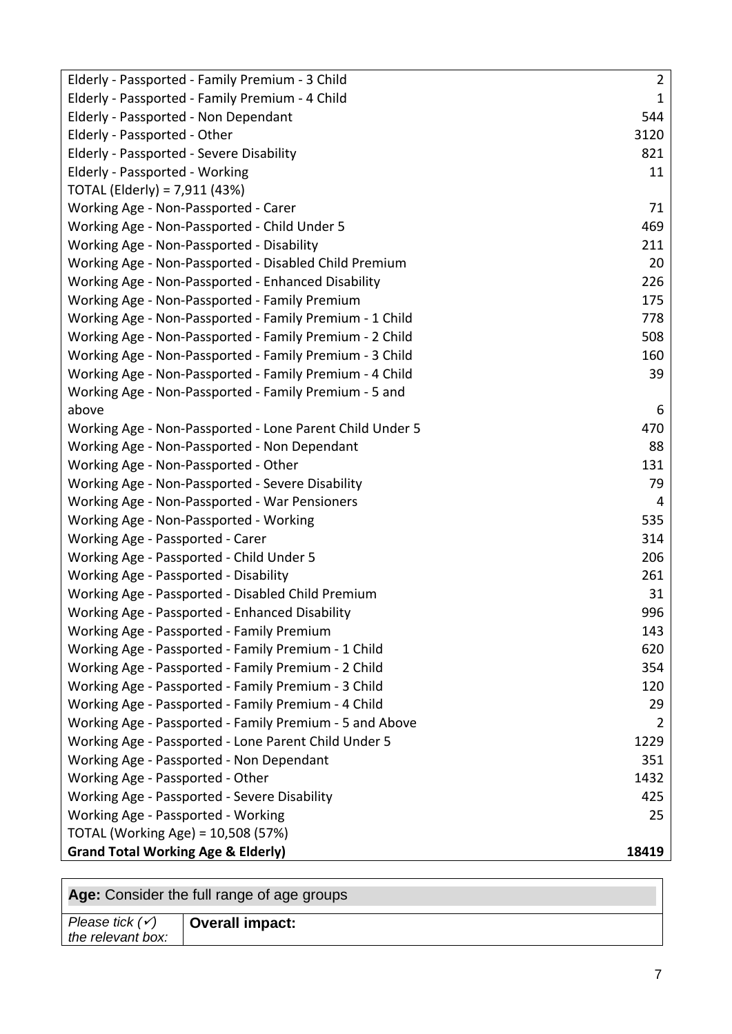| | |
|---|---|
| Elderly - Passported - Family Premium - 3 Child | 2 |
| Elderly - Passported - Family Premium - 4 Child | 1 |
| Elderly - Passported - Non Dependant | 544 |
| Elderly - Passported - Other | 3120 |
| Elderly - Passported - Severe Disability | 821 |
| Elderly - Passported - Working | 11 |
| TOTAL (Elderly) = 7,911 (43%) | |
| Working Age - Non-Passported - Carer | 71 |
| Working Age - Non-Passported - Child Under 5 | 469 |
| Working Age - Non-Passported - Disability | 211 |
| Working Age - Non-Passported - Disabled Child Premium | 20 |
| Working Age - Non-Passported - Enhanced Disability | 226 |
| Working Age - Non-Passported - Family Premium | 175 |
| Working Age - Non-Passported - Family Premium - 1 Child | 778 |
| Working Age - Non-Passported - Family Premium - 2 Child | 508 |
| Working Age - Non-Passported - Family Premium - 3 Child | 160 |
| Working Age - Non-Passported - Family Premium - 4 Child | 39 |
| Working Age - Non-Passported - Family Premium - 5 and above | 6 |
| Working Age - Non-Passported - Lone Parent Child Under 5 | 470 |
| Working Age - Non-Passported - Non Dependant | 88 |
| Working Age - Non-Passported - Other | 131 |
| Working Age - Non-Passported - Severe Disability | 79 |
| Working Age - Non-Passported - War Pensioners | 4 |
| Working Age - Non-Passported - Working | 535 |
| Working Age - Passported - Carer | 314 |
| Working Age - Passported - Child Under 5 | 206 |
| Working Age - Passported - Disability | 261 |
| Working Age - Passported - Disabled Child Premium | 31 |
| Working Age - Passported - Enhanced Disability | 996 |
| Working Age - Passported - Family Premium | 143 |
| Working Age - Passported - Family Premium - 1 Child | 620 |
| Working Age - Passported - Family Premium - 2 Child | 354 |
| Working Age - Passported - Family Premium - 3 Child | 120 |
| Working Age - Passported - Family Premium - 4 Child | 29 |
| Working Age - Passported - Family Premium - 5 and Above | 2 |
| Working Age - Passported - Lone Parent Child Under 5 | 1229 |
| Working Age - Passported - Non Dependant | 351 |
| Working Age - Passported - Other | 1432 |
| Working Age - Passported - Severe Disability | 425 |
| Working Age - Passported - Working | 25 |
| TOTAL (Working Age) = 10,508 (57%) | |
| **Grand Total Working Age & Elderly)** | **18419** |

| **Age:** Consider the full range of age groups | |
|---|---|
| *Please tick (✓) the relevant box:* | **Overall impact:** |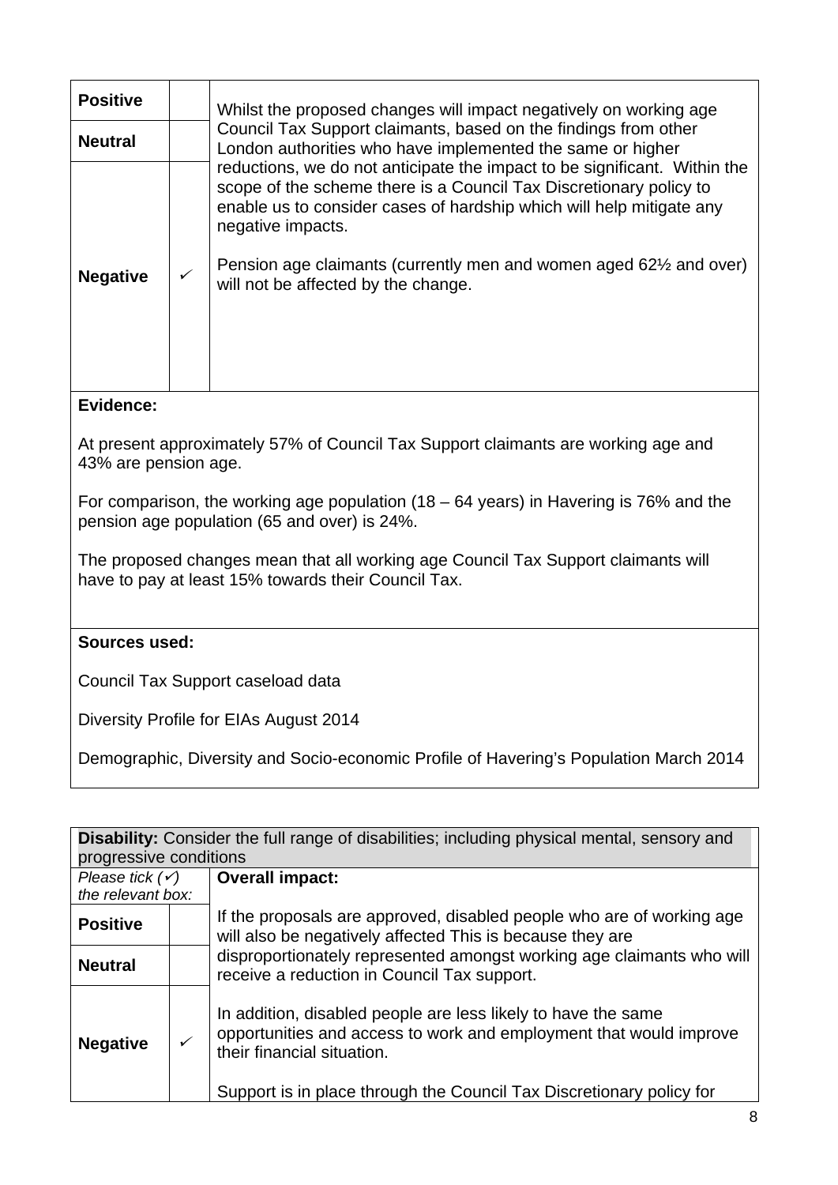| | | |
|---|---|---|
| **Positive** | | Whilst the proposed changes will impact negatively on working age Council Tax Support claimants, based on the findings from other London authorities who have implemented the same or higher reductions, we do not anticipate the impact to be significant. Within the scope of the scheme there is a Council Tax Discretionary policy to enable us to consider cases of hardship which will help mitigate any negative impacts.<br><br>Pension age claimants (currently men and women aged 62½ and over) will not be affected by the change. |
| **Neutral** | | |
| **Negative** | ✓ | |

**Evidence:**

At present approximately 57% of Council Tax Support claimants are working age and 43% are pension age.

For comparison, the working age population (18 – 64 years) in Havering is 76% and the pension age population (65 and over) is 24%.

The proposed changes mean that all working age Council Tax Support claimants will have to pay at least 15% towards their Council Tax.

**Sources used:**

Council Tax Support caseload data

Diversity Profile for EIAs August 2014

Demographic, Diversity and Socio-economic Profile of Havering's Population March 2014

| **Disability:** Consider the full range of disabilities; including physical mental, sensory and progressive conditions | | |
|---|---|---|
| *Please tick (✓) the relevant box:* | | **Overall impact:** |
| **Positive** | | If the proposals are approved, disabled people who are of working age will also be negatively affected This is because they are disproportionately represented amongst working age claimants who will receive a reduction in Council Tax support.<br><br>In addition, disabled people are less likely to have the same opportunities and access to work and employment that would improve their financial situation.<br><br>Support is in place through the Council Tax Discretionary policy for |
| **Neutral** | | |
| **Negative** | ✓ | |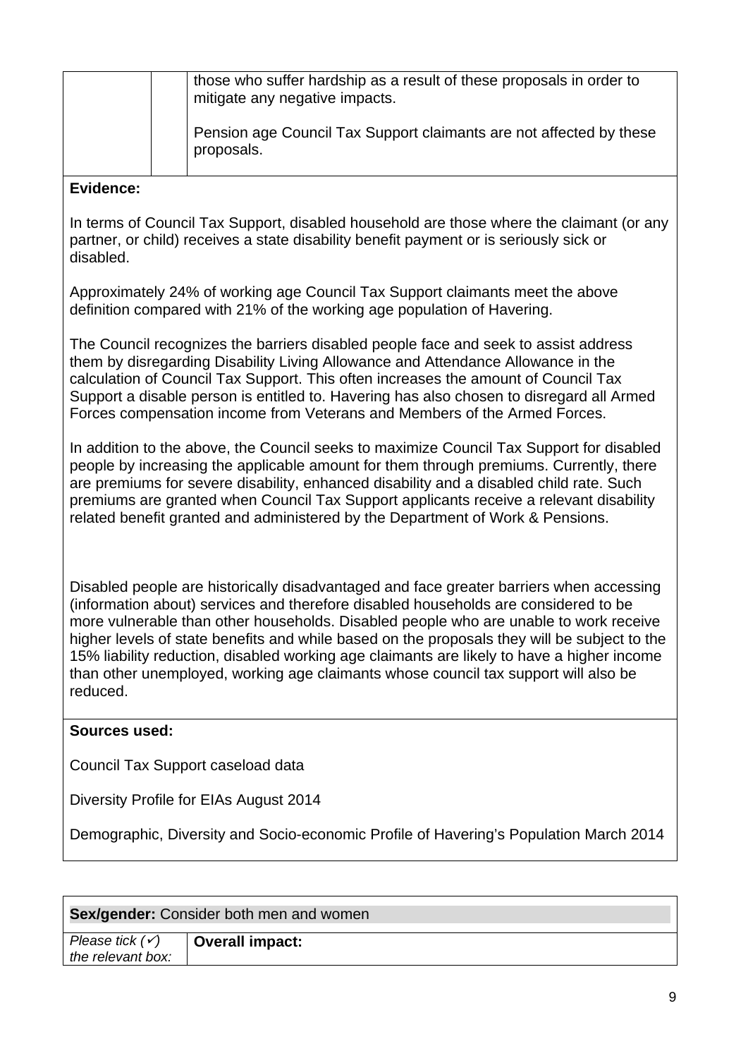| | | |
|---|---|---|
| | | those who suffer hardship as a result of these proposals in order to mitigate any negative impacts.<br><br>Pension age Council Tax Support claimants are not affected by these proposals. |

**Evidence:**

In terms of Council Tax Support, disabled household are those where the claimant (or any partner, or child) receives a state disability benefit payment or is seriously sick or disabled.

Approximately 24% of working age Council Tax Support claimants meet the above definition compared with 21% of the working age population of Havering.

The Council recognizes the barriers disabled people face and seek to assist address them by disregarding Disability Living Allowance and Attendance Allowance in the calculation of Council Tax Support. This often increases the amount of Council Tax Support a disable person is entitled to. Havering has also chosen to disregard all Armed Forces compensation income from Veterans and Members of the Armed Forces.

In addition to the above, the Council seeks to maximize Council Tax Support for disabled people by increasing the applicable amount for them through premiums. Currently, there are premiums for severe disability, enhanced disability and a disabled child rate. Such premiums are granted when Council Tax Support applicants receive a relevant disability related benefit granted and administered by the Department of Work & Pensions.

Disabled people are historically disadvantaged and face greater barriers when accessing (information about) services and therefore disabled households are considered to be more vulnerable than other households. Disabled people who are unable to work receive higher levels of state benefits and while based on the proposals they will be subject to the 15% liability reduction, disabled working age claimants are likely to have a higher income than other unemployed, working age claimants whose council tax support will also be reduced.

**Sources used:**

Council Tax Support caseload data

Diversity Profile for EIAs August 2014

Demographic, Diversity and Socio-economic Profile of Havering's Population March 2014

| **Sex/gender:** Consider both men and women | |
|---|---|
| *Please tick (✓) the relevant box:* | **Overall impact:** |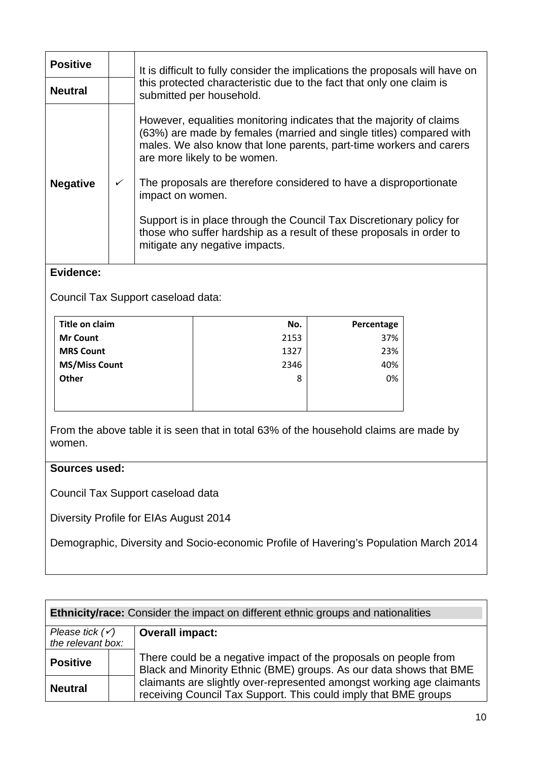| | | |
|---|---|---|
| **Positive** | | It is difficult to fully consider the implications the proposals will have on this protected characteristic due to the fact that only one claim is submitted per household.<br><br>However, equalities monitoring indicates that the majority of claims (63%) are made by females (married and single titles) compared with males. We also know that lone parents, part-time workers and carers are more likely to be women.<br><br>The proposals are therefore considered to have a disproportionate impact on women.<br><br>Support is in place through the Council Tax Discretionary policy for those who suffer hardship as a result of these proposals in order to mitigate any negative impacts. |
| **Neutral** | | |
| **Negative** | ✓ | |

**Evidence:**

Council Tax Support caseload data:

| Title on claim | No. | Percentage |
|---|---|---|
| **Mr Count** | 2153 | 37% |
| **MRS Count** | 1327 | 23% |
| **MS/Miss Count** | 2346 | 40% |
| **Other** | 8 | 0% |

From the above table it is seen that in total 63% of the household claims are made by women.

**Sources used:**

Council Tax Support caseload data

Diversity Profile for EIAs August 2014

Demographic, Diversity and Socio-economic Profile of Havering's Population March 2014

| **Ethnicity/race:** Consider the impact on different ethnic groups and nationalities | | |
|---|---|---|
| *Please tick (✓) the relevant box:* | | **Overall impact:**<br><br>There could be a negative impact of the proposals on people from Black and Minority Ethnic (BME) groups. As our data shows that BME claimants are slightly over-represented amongst working age claimants receiving Council Tax Support. This could imply that BME groups |
| **Positive** | | |
| **Neutral** | | |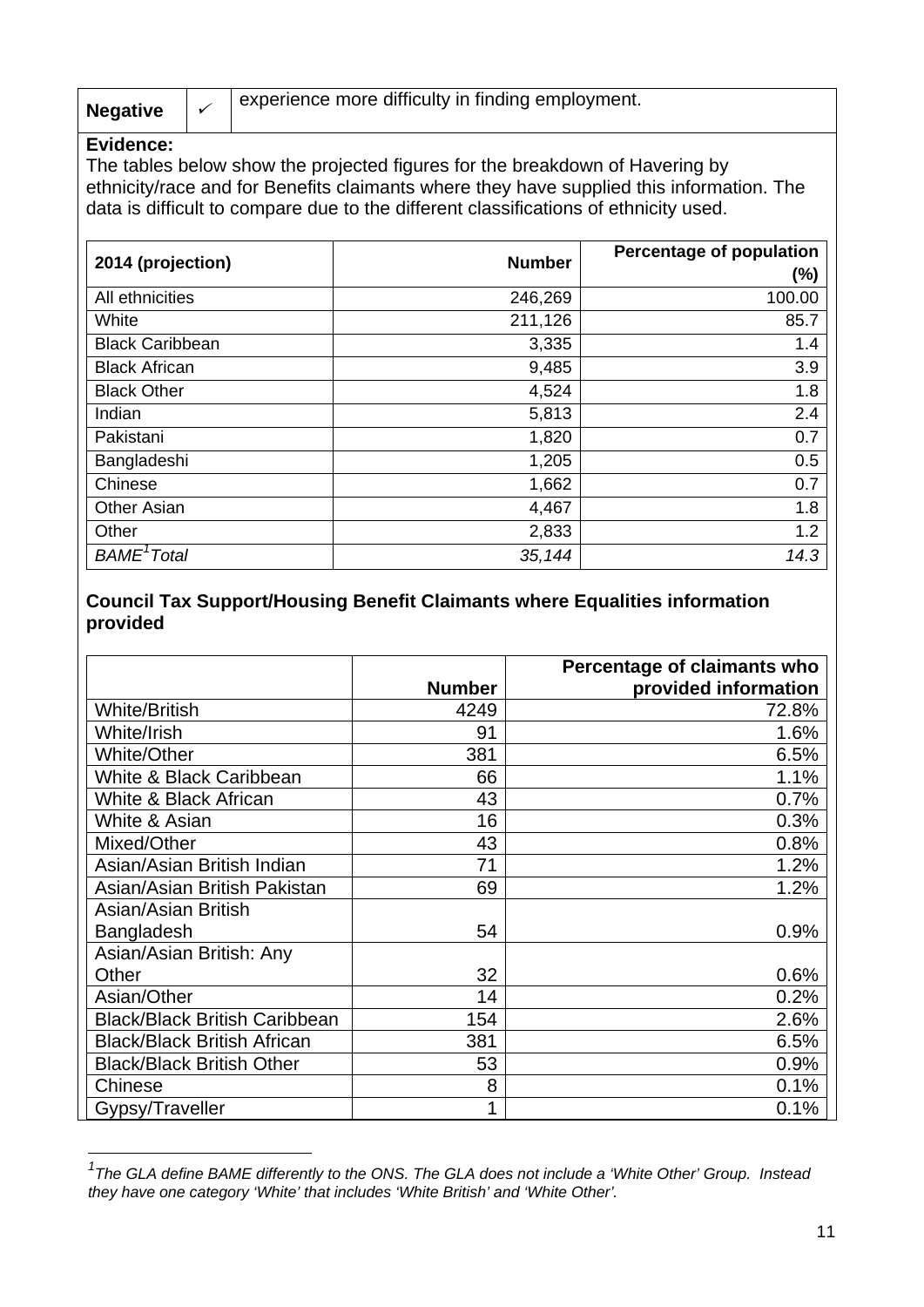| Negative | ✓ | experience more difficulty in finding employment. |
|---|---|---|

**Evidence:**

The tables below show the projected figures for the breakdown of Havering by ethnicity/race and for Benefits claimants where they have supplied this information. The data is difficult to compare due to the different classifications of ethnicity used.

| 2014 (projection) | Number | Percentage of population (%) |
|---|---|---|
| All ethnicities | 246,269 | 100.00 |
| White | 211,126 | 85.7 |
| Black Caribbean | 3,335 | 1.4 |
| Black African | 9,485 | 3.9 |
| Black Other | 4,524 | 1.8 |
| Indian | 5,813 | 2.4 |
| Pakistani | 1,820 | 0.7 |
| Bangladeshi | 1,205 | 0.5 |
| Chinese | 1,662 | 0.7 |
| Other Asian | 4,467 | 1.8 |
| Other | 2,833 | 1.2 |
| *BAME[1] Total* | *35,144* | *14.3* |

**Council Tax Support/Housing Benefit Claimants where Equalities information provided**

| | Number | Percentage of claimants who provided information |
|---|---|---|
| White/British | 4249 | 72.8% |
| White/Irish | 91 | 1.6% |
| White/Other | 381 | 6.5% |
| White & Black Caribbean | 66 | 1.1% |
| White & Black African | 43 | 0.7% |
| White & Asian | 16 | 0.3% |
| Mixed/Other | 43 | 0.8% |
| Asian/Asian British Indian | 71 | 1.2% |
| Asian/Asian British Pakistan | 69 | 1.2% |
| Asian/Asian British Bangladesh | 54 | 0.9% |
| Asian/Asian British: Any Other | 32 | 0.6% |
| Asian/Other | 14 | 0.2% |
| Black/Black British Caribbean | 154 | 2.6% |
| Black/Black British African | 381 | 6.5% |
| Black/Black British Other | 53 | 0.9% |
| Chinese | 8 | 0.1% |
| Gypsy/Traveller | 1 | 0.1% |

---

[1] *The GLA define BAME differently to the ONS. The GLA does not include a 'White Other' Group. Instead they have one category 'White' that includes 'White British' and 'White Other'.*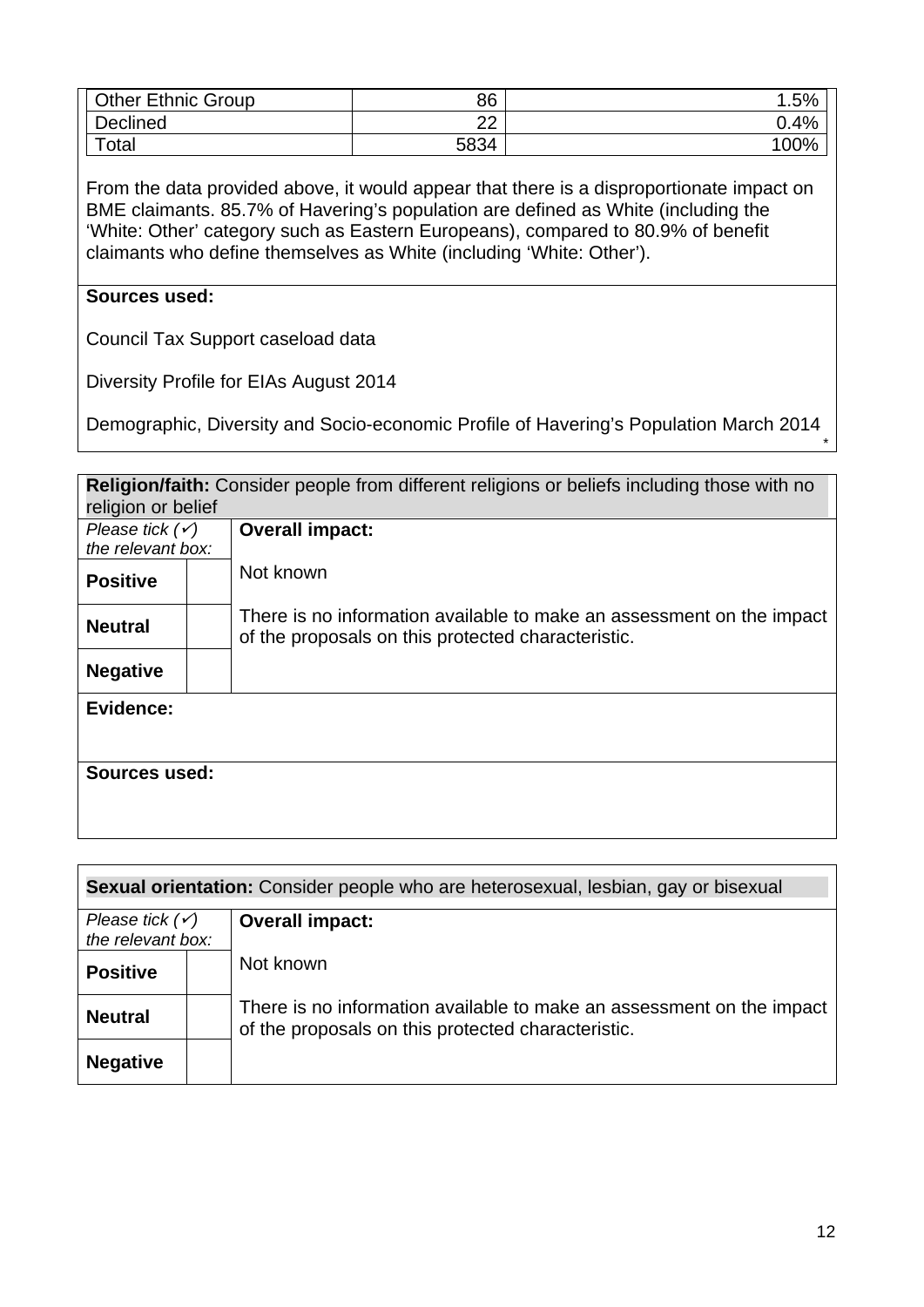| Other Ethnic Group | 86 | 1.5% |
|---|---|---|
| Declined | 22 | 0.4% |
| Total | 5834 | 100% |

From the data provided above, it would appear that there is a disproportionate impact on BME claimants. 85.7% of Havering's population are defined as White (including the 'White: Other' category such as Eastern Europeans), compared to 80.9% of benefit claimants who define themselves as White (including 'White: Other').

**Sources used:**

Council Tax Support caseload data

Diversity Profile for EIAs August 2014

Demographic, Diversity and Socio-economic Profile of Havering's Population March 2014

*

| **Religion/faith:** Consider people from different religions or beliefs including those with no religion or belief | | |
|---|---|---|
| *Please tick (✓) the relevant box:* | | **Overall impact:** |
| **Positive** | | Not known<br><br>There is no information available to make an assessment on the impact of the proposals on this protected characteristic. |
| **Neutral** | | |
| **Negative** | | |
| **Evidence:** | | |
| **Sources used:** | | |

| **Sexual orientation:** Consider people who are heterosexual, lesbian, gay or bisexual | | |
|---|---|---|
| *Please tick (✓) the relevant box:* | | **Overall impact:** |
| **Positive** | | Not known<br><br>There is no information available to make an assessment on the impact of the proposals on this protected characteristic. |
| **Neutral** | | |
| **Negative** | | |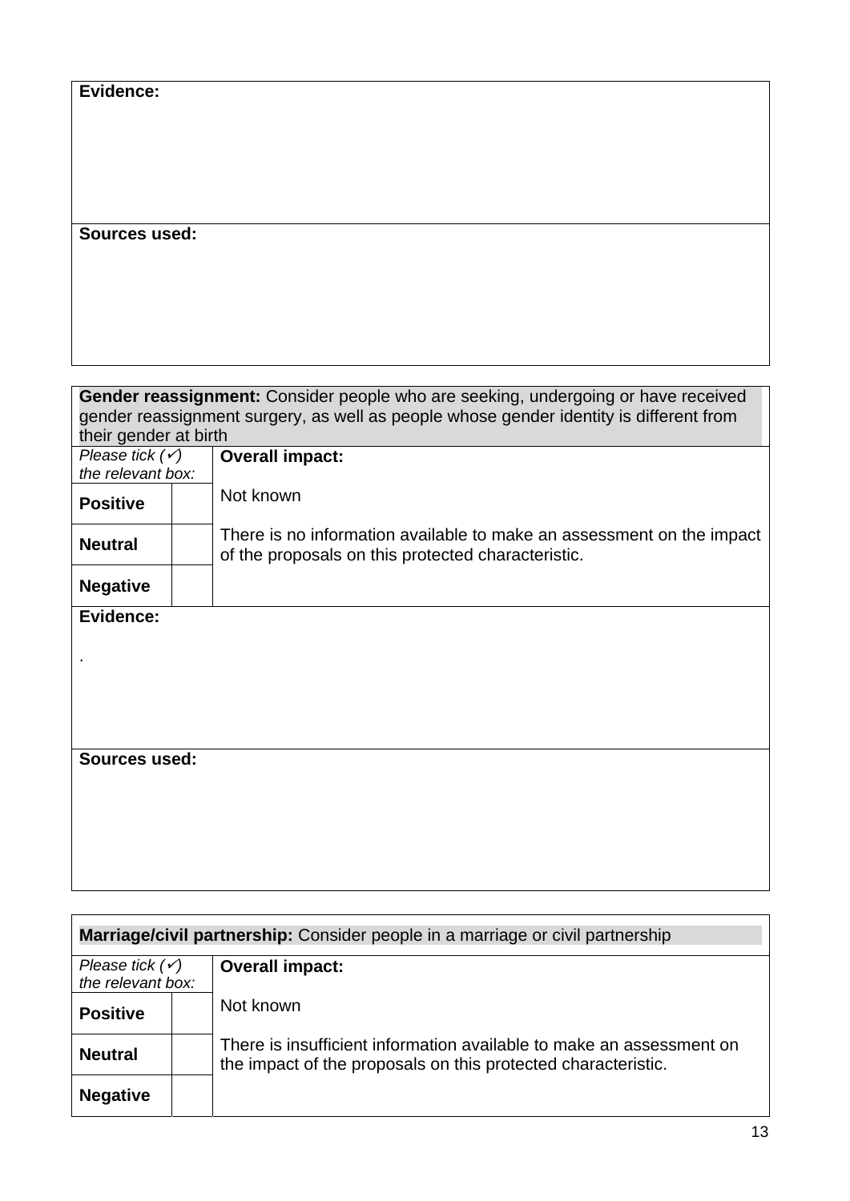| **Evidence:** |
|---|
| |

| **Sources used:** |
|---|
| |

| **Gender reassignment:** Consider people who are seeking, undergoing or have received gender reassignment surgery, as well as people whose gender identity is different from their gender at birth | | |
|---|---|---|
| *Please tick (✓) the relevant box:* | | **Overall impact:**<br><br>Not known<br><br>There is no information available to make an assessment on the impact of the proposals on this protected characteristic. |
| **Positive** | | |
| **Neutral** | | |
| **Negative** | | |
| **Evidence:**<br><br>. | | |
| **Sources used:** | | |

| **Marriage/civil partnership:** Consider people in a marriage or civil partnership | | |
|---|---|---|
| *Please tick (✓) the relevant box:* | | **Overall impact:**<br><br>Not known<br><br>There is insufficient information available to make an assessment on the impact of the proposals on this protected characteristic. |
| **Positive** | | |
| **Neutral** | | |
| **Negative** | | |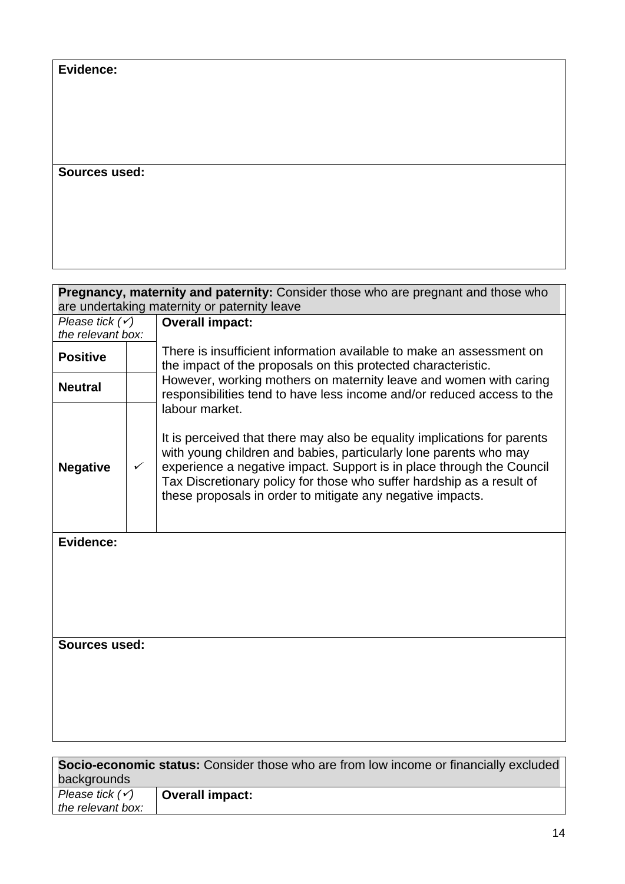| **Evidence:** |
|---|
| |

| **Sources used:** |
|---|
| |

| **Pregnancy, maternity and paternity:** Consider those who are pregnant and those who are undertaking maternity or paternity leave | | |
|---|---|---|
| *Please tick (✓) the relevant box:* | | **Overall impact:** |
| **Positive** | | There is insufficient information available to make an assessment on the impact of the proposals on this protected characteristic. However, working mothers on maternity leave and women with caring responsibilities tend to have less income and/or reduced access to the labour market. |
| **Neutral** | | |
| **Negative** | ✓ | It is perceived that there may also be equality implications for parents with young children and babies, particularly lone parents who may experience a negative impact. Support is in place through the Council Tax Discretionary policy for those who suffer hardship as a result of these proposals in order to mitigate any negative impacts. |
| **Evidence:** | | |
| **Sources used:** | | |

| **Socio-economic status:** Consider those who are from low income or financially excluded backgrounds | |
|---|---|
| *Please tick (✓) the relevant box:* | **Overall impact:** |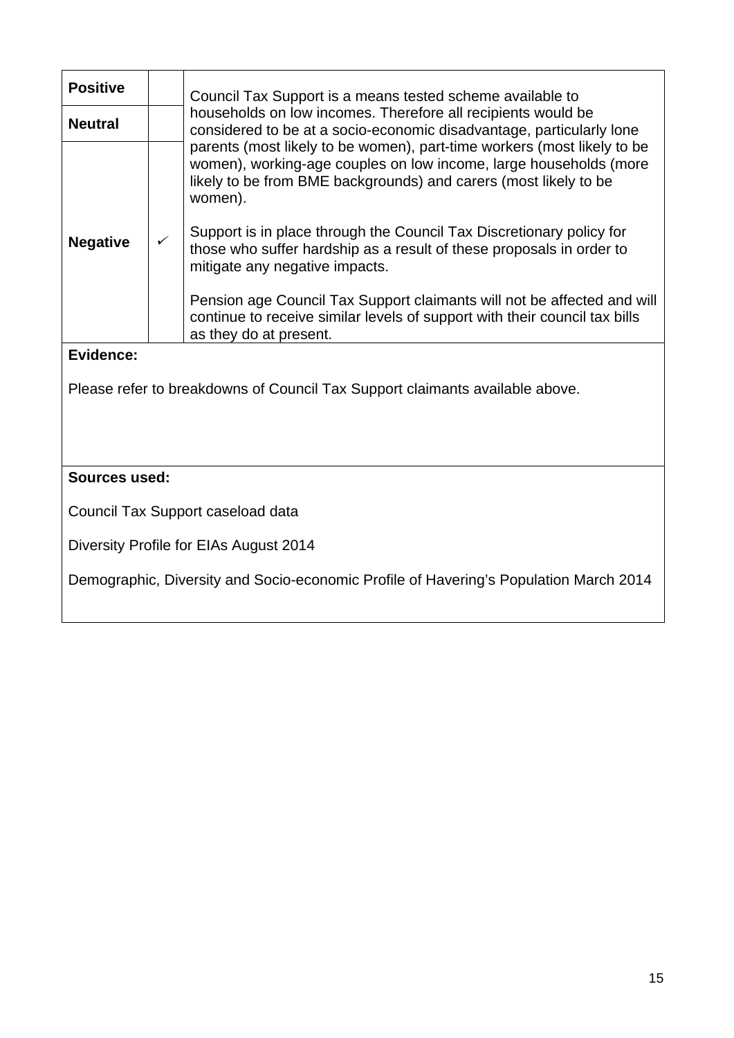| | | |
|---|---|---|
| **Positive** | | Council Tax Support is a means tested scheme available to households on low incomes. Therefore all recipients would be considered to be at a socio-economic disadvantage, particularly lone parents (most likely to be women), part-time workers (most likely to be women), working-age couples on low income, large households (more likely to be from BME backgrounds) and carers (most likely to be women).<br><br>Support is in place through the Council Tax Discretionary policy for those who suffer hardship as a result of these proposals in order to mitigate any negative impacts.<br><br>Pension age Council Tax Support claimants will not be affected and will continue to receive similar levels of support with their council tax bills as they do at present. |
| **Neutral** | | |
| **Negative** | ✓ | |

**Evidence:**

Please refer to breakdowns of Council Tax Support claimants available above.

**Sources used:**

Council Tax Support caseload data

Diversity Profile for EIAs August 2014

Demographic, Diversity and Socio-economic Profile of Havering's Population March 2014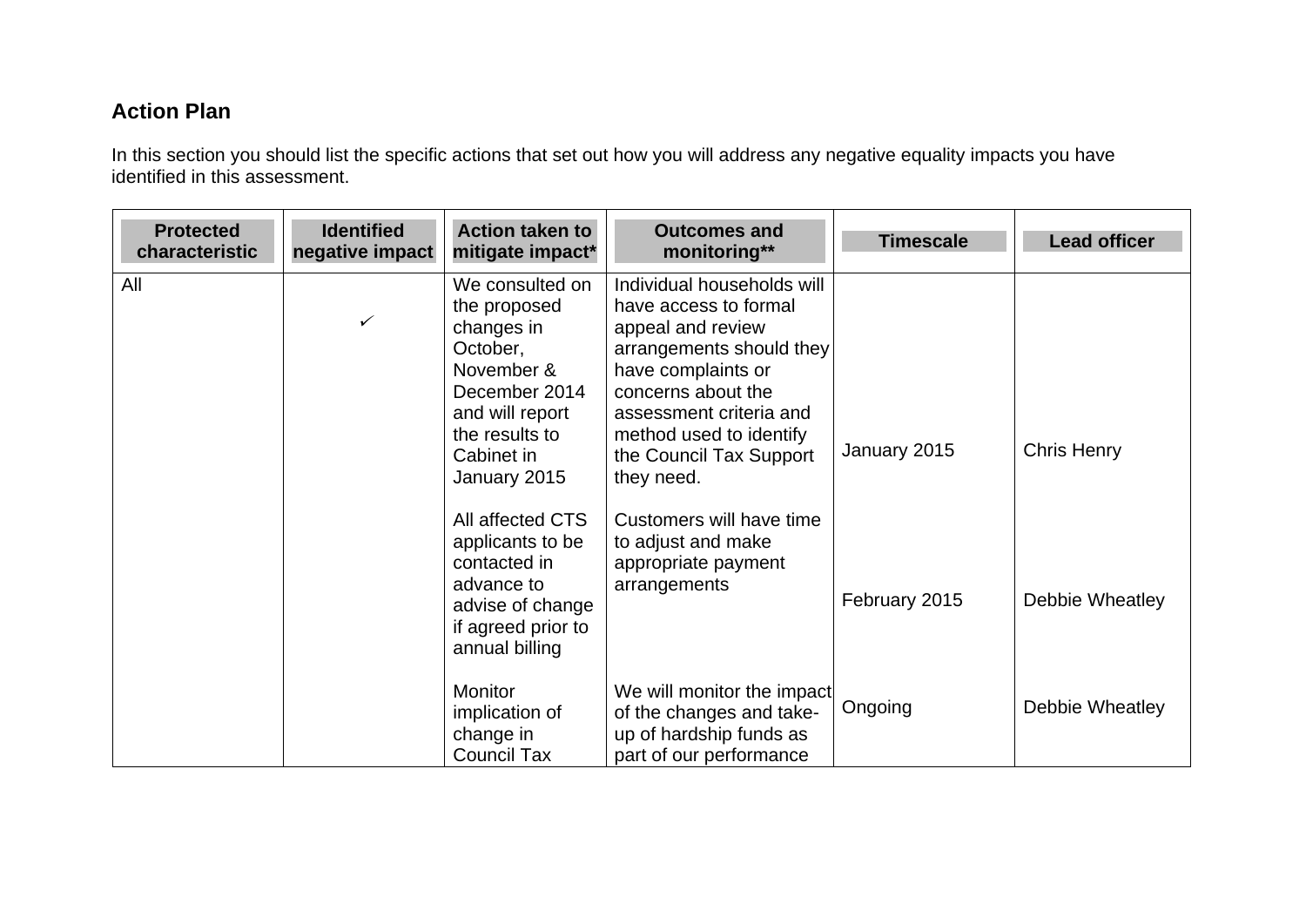## Action Plan

In this section you should list the specific actions that set out how you will address any negative equality impacts you have identified in this assessment.

| Protected characteristic | Identified negative impact | Action taken to mitigate impact* | Outcomes and monitoring** | Timescale | Lead officer |
|---|---|---|---|---|---|
| All | ✓ | We consulted on the proposed changes in October, November & December 2014 and will report the results to Cabinet in January 2015 | Individual households will have access to formal appeal and review arrangements should they have complaints or concerns about the assessment criteria and method used to identify the Council Tax Support they need. | January 2015 | Chris Henry |
| | | All affected CTS applicants to be contacted in advance to advise of change if agreed prior to annual billing | Customers will have time to adjust and make appropriate payment arrangements | February 2015 | Debbie Wheatley |
| | | Monitor implication of change in Council Tax | We will monitor the impact of the changes and take-up of hardship funds as part of our performance | Ongoing | Debbie Wheatley |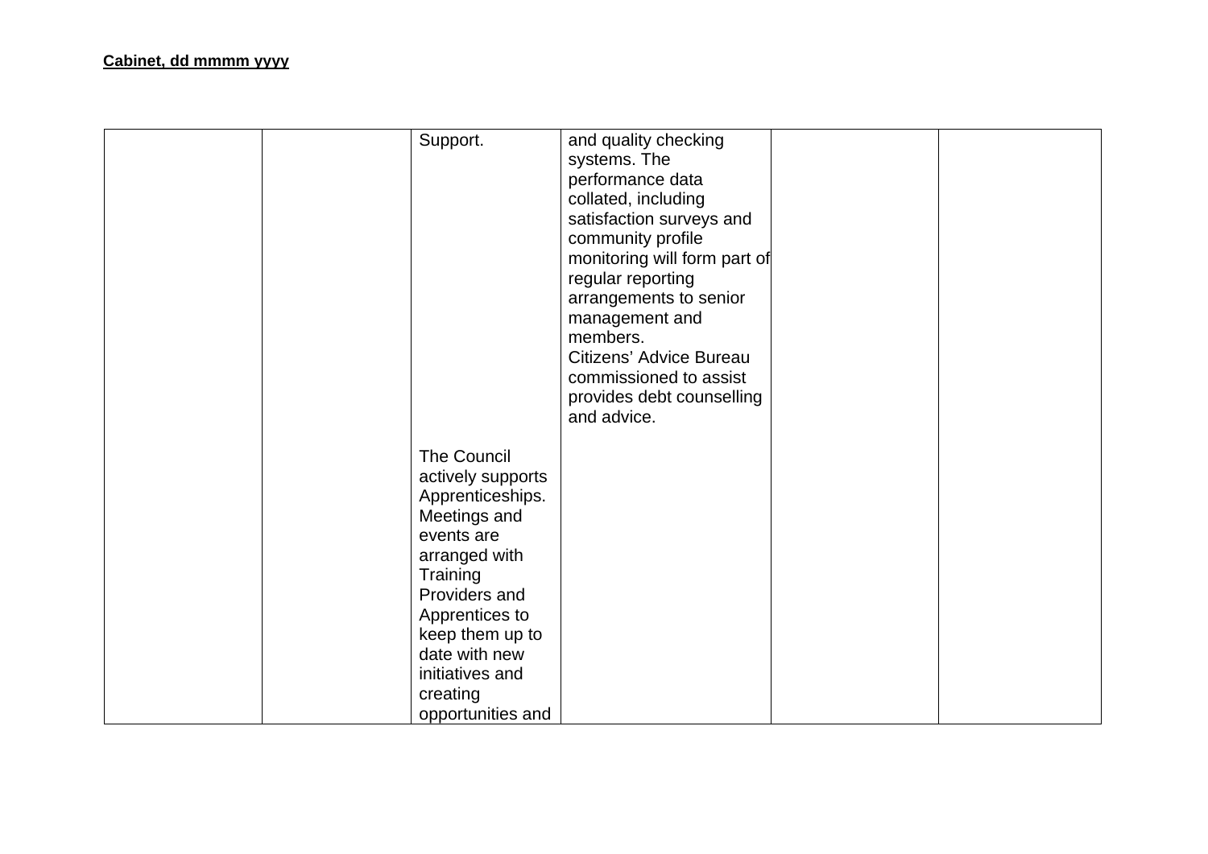| | | | | | |
|---|---|---|---|---|---|
| | | Support.<br><br>The Council actively supports Apprenticeships. Meetings and events are arranged with Training Providers and Apprentices to keep them up to date with new initiatives and creating opportunities and | and quality checking systems. The performance data collated, including satisfaction surveys and community profile monitoring will form part of regular reporting arrangements to senior management and members.<br>Citizens' Advice Bureau commissioned to assist provides debt counselling and advice. | | |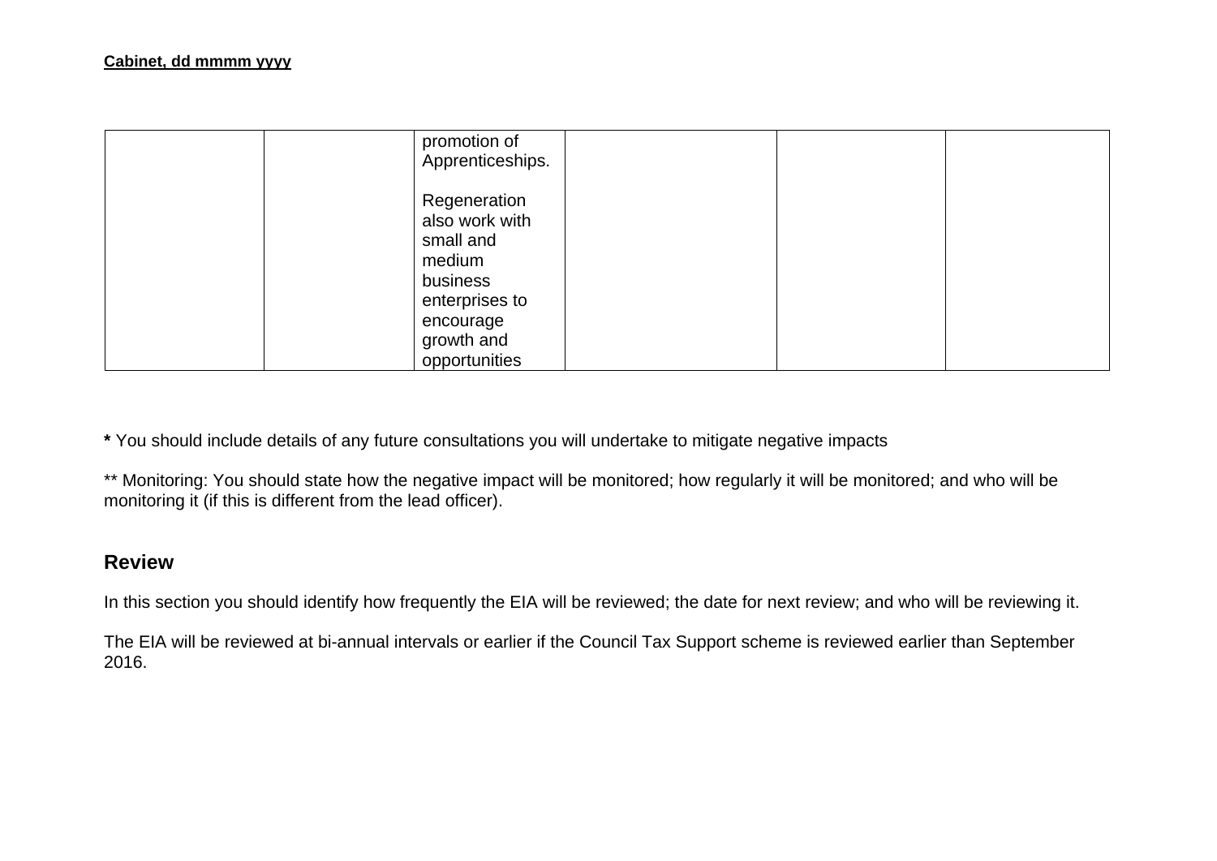| | | | | | |
|---|---|---|---|---|---|
| | | promotion of Apprenticeships.<br><br>Regeneration also work with small and medium business enterprises to encourage growth and opportunities | | | |

**\*** You should include details of any future consultations you will undertake to mitigate negative impacts

** Monitoring: You should state how the negative impact will be monitored; how regularly it will be monitored; and who will be monitoring it (if this is different from the lead officer).

## Review

In this section you should identify how frequently the EIA will be reviewed; the date for next review; and who will be reviewing it.

The EIA will be reviewed at bi-annual intervals or earlier if the Council Tax Support scheme is reviewed earlier than September 2016.